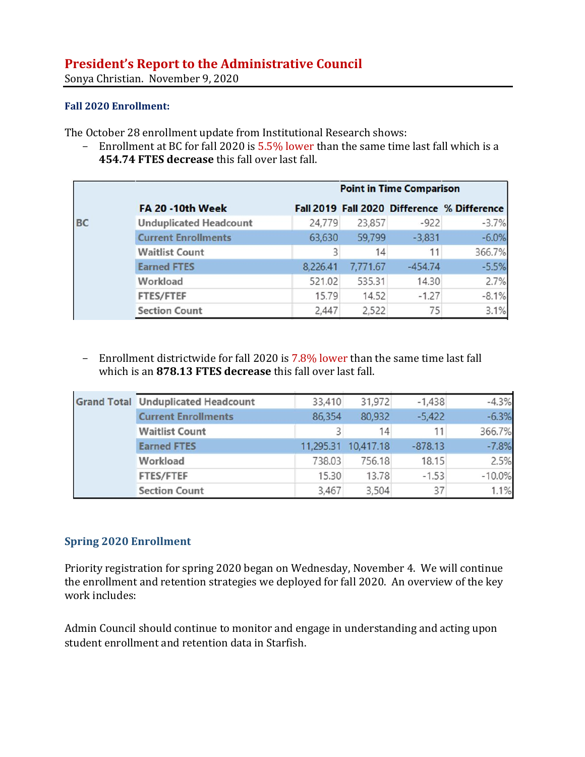# President's Report to the Administrative Council

Sonya Christian. November 9, 2020

### Fall 2020 Enrollment:

The October 28 enrollment update from Institutional Research shows:

- Enrollment at BC for fall 2020 is 5.5% lower than the same time last fall which is a **454.74 FTES decrease** this fall over last fall.

| | | Point in Time Comparison | | | |
|---|---|---|---|---|---|
| | **FA 20 -10th Week** | **Fall 2019** | **Fall 2020** | **Difference** | **% Difference** |
| **BC** | Unduplicated Headcount | 24,779 | 23,857 | -922 | -3.7% |
| | Current Enrollments | 63,630 | 59,799 | -3,831 | -6.0% |
| | Waitlist Count | 3 | 14 | 11 | 366.7% |
| | Earned FTES | 8,226.41 | 7,771.67 | -454.74 | -5.5% |
| | Workload | 521.02 | 535.31 | 14.30 | 2.7% |
| | FTES/FTEF | 15.79 | 14.52 | -1.27 | -8.1% |
| | Section Count | 2,447 | 2,522 | 75 | 3.1% |

- Enrollment districtwide for fall 2020 is 7.8% lower than the same time last fall which is an **878.13 FTES decrease** this fall over last fall.

| | | | | | |
|---|---|---|---|---|---|
| **Grand Total** | Unduplicated Headcount | 33,410 | 31,972 | -1,438 | -4.3% |
| | Current Enrollments | 86,354 | 80,932 | -5,422 | -6.3% |
| | Waitlist Count | 3 | 14 | 11 | 366.7% |
| | Earned FTES | 11,295.31 | 10,417.18 | -878.13 | -7.8% |
| | Workload | 738.03 | 756.18 | 18.15 | 2.5% |
| | FTES/FTEF | 15.30 | 13.78 | -1.53 | -10.0% |
| | Section Count | 3,467 | 3,504 | 37 | 1.1% |

### Spring 2020 Enrollment

Priority registration for spring 2020 began on Wednesday, November 4. We will continue the enrollment and retention strategies we deployed for fall 2020. An overview of the key work includes:

Admin Council should continue to monitor and engage in understanding and acting upon student enrollment and retention data in Starfish.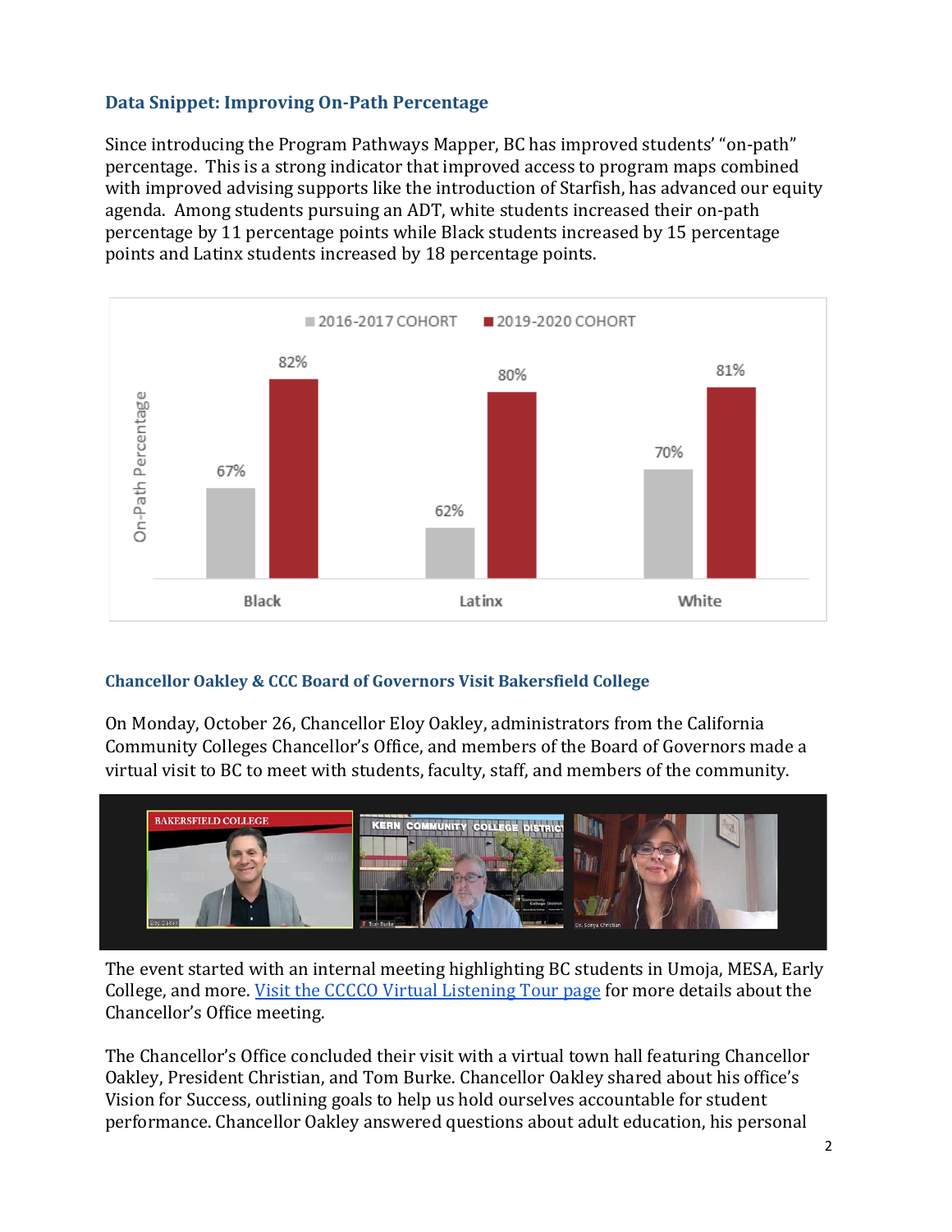## Data Snippet: Improving On-Path Percentage

Since introducing the Program Pathways Mapper, BC has improved students' "on-path" percentage. This is a strong indicator that improved access to program maps combined with improved advising supports like the introduction of Starfish, has advanced our equity agenda. Among students pursuing an ADT, white students increased their on-path percentage by 11 percentage points while Black students increased by 15 percentage points and Latinx students increased by 18 percentage points.

| On-Path Percentage | 2016-2017 COHORT | 2019-2020 COHORT |
|---|---|---|
| Black | 67% | 82% |
| Latinx | 62% | 80% |
| White | 70% | 81% |

## Chancellor Oakley & CCC Board of Governors Visit Bakersfield College

On Monday, October 26, Chancellor Eloy Oakley, administrators from the California Community Colleges Chancellor's Office, and members of the Board of Governors made a virtual visit to BC to meet with students, faculty, staff, and members of the community.

The event started with an internal meeting highlighting BC students in Umoja, MESA, Early College, and more. [Visit the CCCCO Virtual Listening Tour page] for more details about the Chancellor's Office meeting.

The Chancellor's Office concluded their visit with a virtual town hall featuring Chancellor Oakley, President Christian, and Tom Burke. Chancellor Oakley shared about his office's Vision for Success, outlining goals to help us hold ourselves accountable for student performance. Chancellor Oakley answered questions about adult education, his personal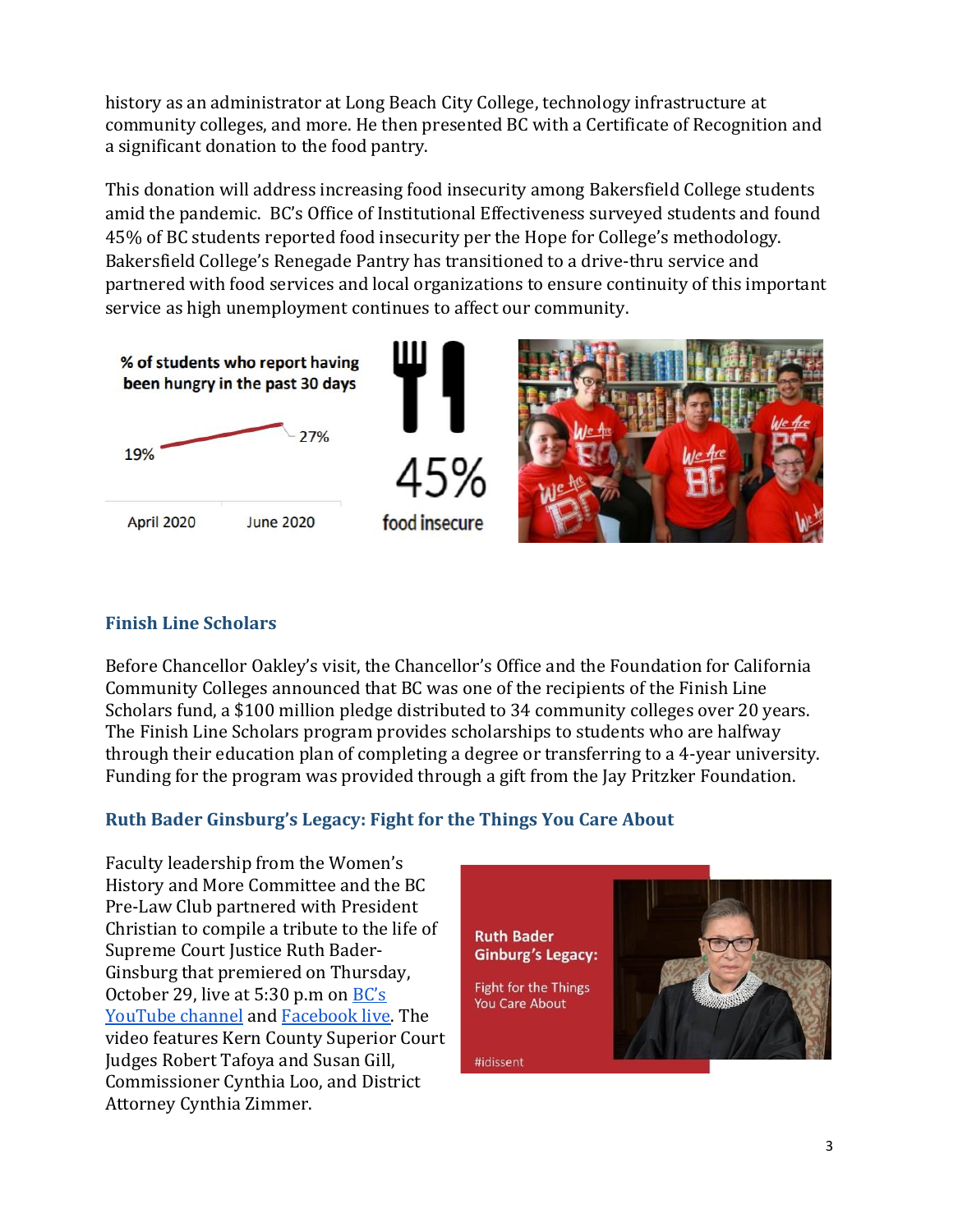history as an administrator at Long Beach City College, technology infrastructure at community colleges, and more. He then presented BC with a Certificate of Recognition and a significant donation to the food pantry.

This donation will address increasing food insecurity among Bakersfield College students amid the pandemic. BC's Office of Institutional Effectiveness surveyed students and found 45% of BC students reported food insecurity per the Hope for College's methodology. Bakersfield College's Renegade Pantry has transitioned to a drive-thru service and partnered with food services and local organizations to ensure continuity of this important service as high unemployment continues to affect our community.

% of students who report having been hungry in the past 30 days

19% — April 2020

27% — June 2020

45% food insecure

## Finish Line Scholars

Before Chancellor Oakley's visit, the Chancellor's Office and the Foundation for California Community Colleges announced that BC was one of the recipients of the Finish Line Scholars fund, a $100 million pledge distributed to 34 community colleges over 20 years. The Finish Line Scholars program provides scholarships to students who are halfway through their education plan of completing a degree or transferring to a 4-year university. Funding for the program was provided through a gift from the Jay Pritzker Foundation.

## Ruth Bader Ginsburg's Legacy: Fight for the Things You Care About

Faculty leadership from the Women's History and More Committee and the BC Pre-Law Club partnered with President Christian to compile a tribute to the life of Supreme Court Justice Ruth Bader-Ginsburg that premiered on Thursday, October 29, live at 5:30 p.m on BC's YouTube channel and Facebook live. The video features Kern County Superior Court Judges Robert Tafoya and Susan Gill, Commissioner Cynthia Loo, and District Attorney Cynthia Zimmer.

Ruth Bader Ginburg's Legacy: Fight for the Things You Care About

#idissent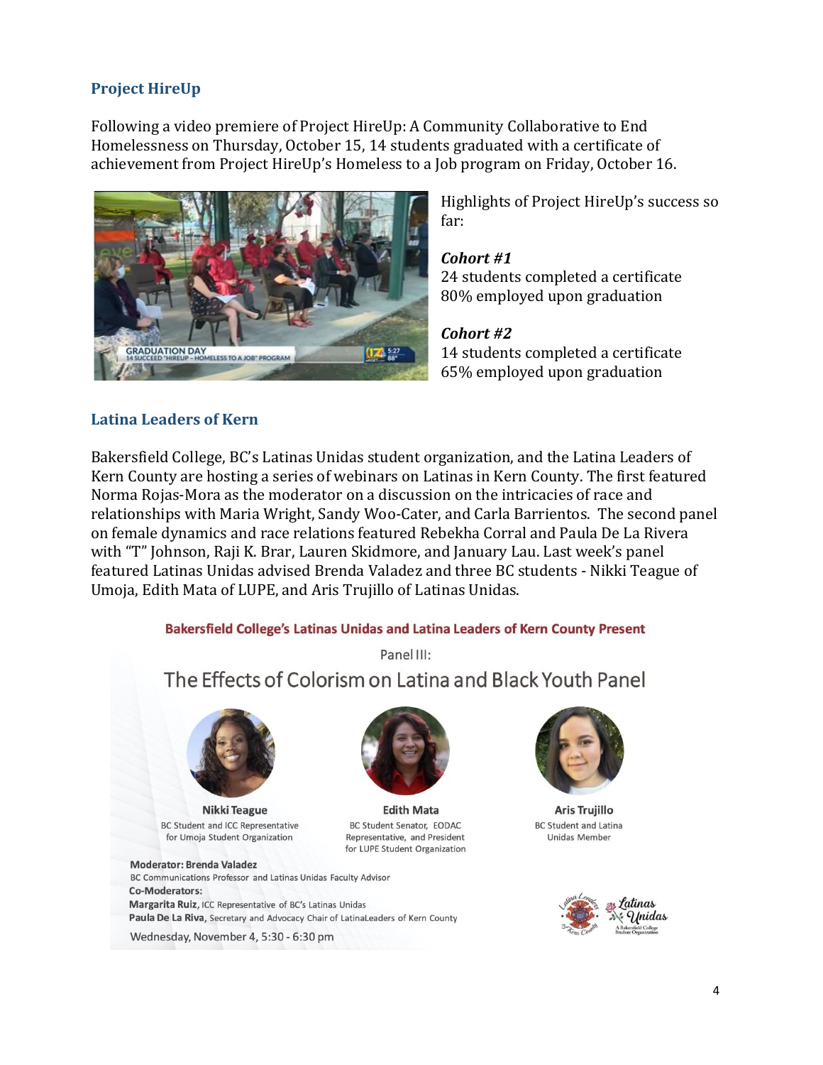## Project HireUp

Following a video premiere of Project HireUp: A Community Collaborative to End Homelessness on Thursday, October 15, 14 students graduated with a certificate of achievement from Project HireUp's Homeless to a Job program on Friday, October 16.

Highlights of Project HireUp's success so far:

***Cohort #1***
24 students completed a certificate
80% employed upon graduation

***Cohort #2***
14 students completed a certificate
65% employed upon graduation

## Latina Leaders of Kern

Bakersfield College, BC's Latinas Unidas student organization, and the Latina Leaders of Kern County are hosting a series of webinars on Latinas in Kern County. The first featured Norma Rojas-Mora as the moderator on a discussion on the intricacies of race and relationships with Maria Wright, Sandy Woo-Cater, and Carla Barrientos. The second panel on female dynamics and race relations featured Rebekha Corral and Paula De La Rivera with "T" Johnson, Raji K. Brar, Lauren Skidmore, and January Lau. Last week's panel featured Latinas Unidas advised Brenda Valadez and three BC students - Nikki Teague of Umoja, Edith Mata of LUPE, and Aris Trujillo of Latinas Unidas.

**Bakersfield College's Latinas Unidas and Latina Leaders of Kern County Present**

Panel III:

The Effects of Colorism on Latina and Black Youth Panel

**Nikki Teague**
BC Student and ICC Representative for Umoja Student Organization

**Edith Mata**
BC Student Senator, EODAC Representative, and President for LUPE Student Organization

**Aris Trujillo**
BC Student and Latina Unidas Member

**Moderator: Brenda Valadez**
BC Communications Professor and Latinas Unidas Faculty Advisor

**Co-Moderators:**
**Margarita Ruiz**, ICC Representative of BC's Latinas Unidas
**Paula De La Riva**, Secretary and Advocacy Chair of LatinaLeaders of Kern County

Wednesday, November 4, 5:30 - 6:30 pm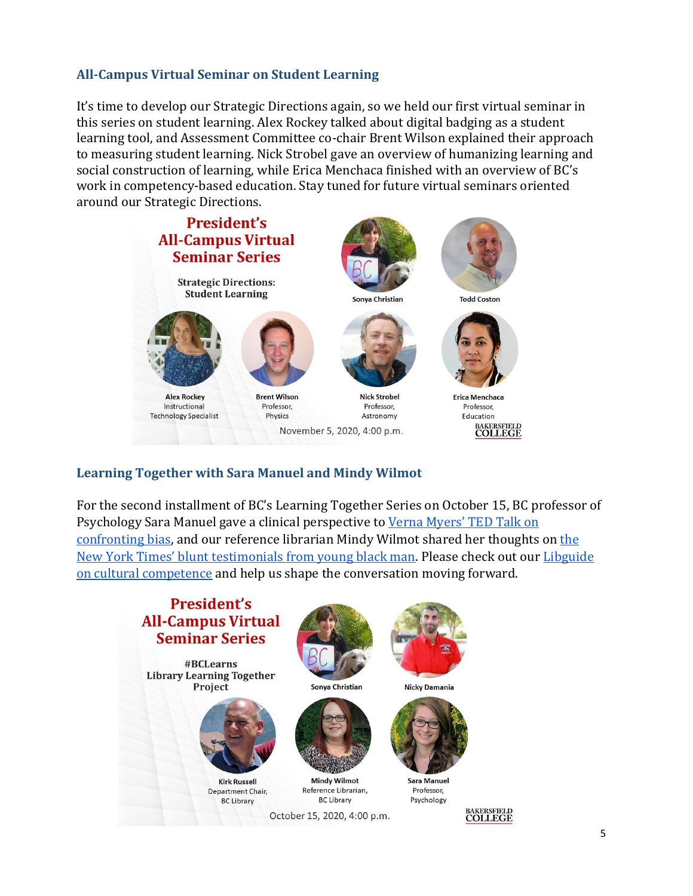### All-Campus Virtual Seminar on Student Learning

It's time to develop our Strategic Directions again, so we held our first virtual seminar in this series on student learning. Alex Rockey talked about digital badging as a student learning tool, and Assessment Committee co-chair Brent Wilson explained their approach to measuring student learning. Nick Strobel gave an overview of humanizing learning and social construction of learning, while Erica Menchaca finished with an overview of BC's work in competency-based education. Stay tuned for future virtual seminars oriented around our Strategic Directions.

**President's All-Campus Virtual Seminar Series**

**Strategic Directions: Student Learning**

Sonya Christian

Todd Coston

Alex Rockey, Instructional Technology Specialist

Brent Wilson, Professor, Physics

Nick Strobel, Professor, Astronomy

Erica Menchaca, Professor, Education

November 5, 2020, 4:00 p.m.

BAKERSFIELD COLLEGE

### Learning Together with Sara Manuel and Mindy Wilmot

For the second installment of BC's Learning Together Series on October 15, BC professor of Psychology Sara Manuel gave a clinical perspective to Verna Myers' TED Talk on confronting bias, and our reference librarian Mindy Wilmot shared her thoughts on the New York Times' blunt testimonials from young black man. Please check out our Libguide on cultural competence and help us shape the conversation moving forward.

**President's All-Campus Virtual Seminar Series**

**#BCLearns Library Learning Together Project**

Sonya Christian

Nicky Damania

Kirk Russell, Department Chair, BC Library

Mindy Wilmot, Reference Librarian, BC Library

Sara Manuel, Professor, Psychology

October 15, 2020, 4:00 p.m.

BAKERSFIELD COLLEGE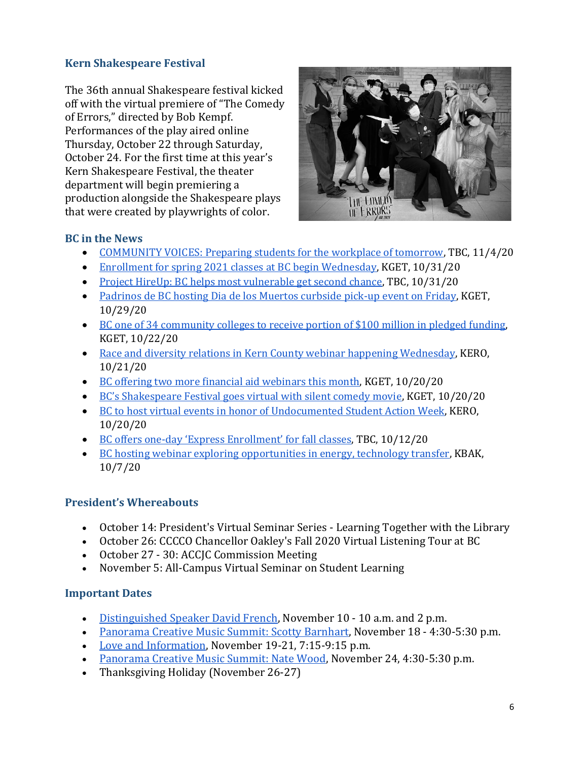## Kern Shakespeare Festival

The 36th annual Shakespeare festival kicked off with the virtual premiere of "The Comedy of Errors," directed by Bob Kempf. Performances of the play aired online Thursday, October 22 through Saturday, October 24. For the first time at this year's Kern Shakespeare Festival, the theater department will begin premiering a production alongside the Shakespeare plays that were created by playwrights of color.

## BC in the News

- COMMUNITY VOICES: Preparing students for the workplace of tomorrow, TBC, 11/4/20
- Enrollment for spring 2021 classes at BC begin Wednesday, KGET, 10/31/20
- Project HireUp: BC helps most vulnerable get second chance, TBC, 10/31/20
- Padrinos de BC hosting Dia de los Muertos curbside pick-up event on Friday, KGET, 10/29/20
- BC one of 34 community colleges to receive portion of $100 million in pledged funding, KGET, 10/22/20
- Race and diversity relations in Kern County webinar happening Wednesday, KERO, 10/21/20
- BC offering two more financial aid webinars this month, KGET, 10/20/20
- BC's Shakespeare Festival goes virtual with silent comedy movie, KGET, 10/20/20
- BC to host virtual events in honor of Undocumented Student Action Week, KERO, 10/20/20
- BC offers one-day 'Express Enrollment' for fall classes, TBC, 10/12/20
- BC hosting webinar exploring opportunities in energy, technology transfer, KBAK, 10/7/20

## President's Whereabouts

- October 14: President's Virtual Seminar Series - Learning Together with the Library
- October 26: CCCCO Chancellor Oakley's Fall 2020 Virtual Listening Tour at BC
- October 27 - 30: ACCJC Commission Meeting
- November 5: All-Campus Virtual Seminar on Student Learning

## Important Dates

- Distinguished Speaker David French, November 10 - 10 a.m. and 2 p.m.
- Panorama Creative Music Summit: Scotty Barnhart, November 18 - 4:30-5:30 p.m.
- Love and Information, November 19-21, 7:15-9:15 p.m.
- Panorama Creative Music Summit: Nate Wood, November 24, 4:30-5:30 p.m.
- Thanksgiving Holiday (November 26-27)